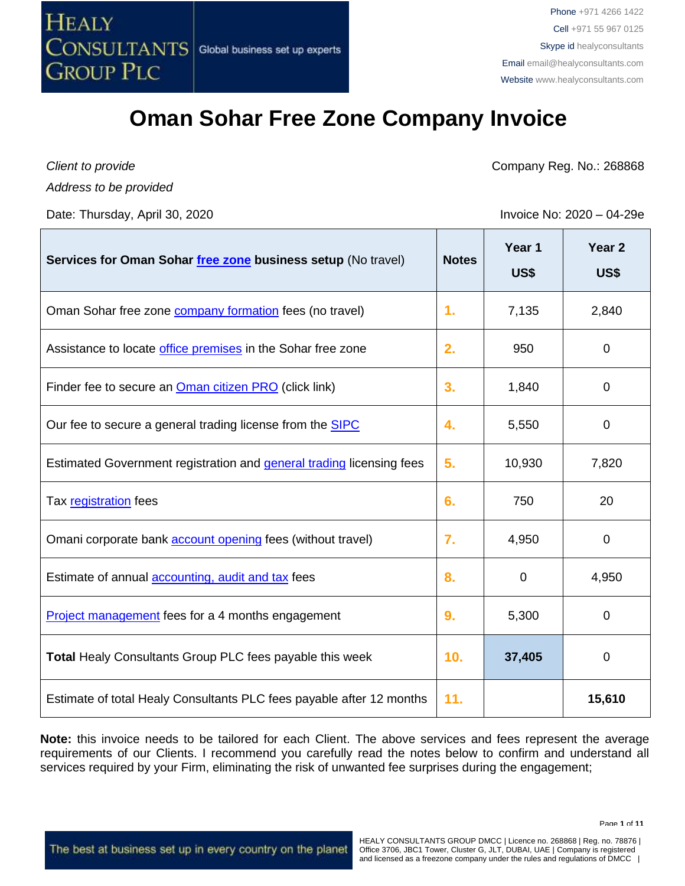# Oman Sohar Free Zone Company Invoice

*Client to provide*

*Address to be provided*

Company Reg. No.: 268868

Date: Thursday, April 30, 2020

Invoice No: 2020 – 04-29e

| **Services for Oman Sohar free zone business setup** (No travel) | **Notes** | **Year 1 US$** | **Year 2 US$** |
|---|---|---|---|
| Oman Sohar free zone company formation fees (no travel) | 1. | 7,135 | 2,840 |
| Assistance to locate office premises in the Sohar free zone | 2. | 950 | 0 |
| Finder fee to secure an Oman citizen PRO (click link) | 3. | 1,840 | 0 |
| Our fee to secure a general trading license from the SIPC | 4. | 5,550 | 0 |
| Estimated Government registration and general trading licensing fees | 5. | 10,930 | 7,820 |
| Tax registration fees | 6. | 750 | 20 |
| Omani corporate bank account opening fees (without travel) | 7. | 4,950 | 0 |
| Estimate of annual accounting, audit and tax fees | 8. | 0 | 4,950 |
| Project management fees for a 4 months engagement | 9. | 5,300 | 0 |
| **Total** Healy Consultants Group PLC fees payable this week | 10. | **37,405** | 0 |
| Estimate of total Healy Consultants PLC fees payable after 12 months | 11. | | **15,610** |

**Note:** this invoice needs to be tailored for each Client. The above services and fees represent the average requirements of our Clients. I recommend you carefully read the notes below to confirm and understand all services required by your Firm, eliminating the risk of unwanted fee surprises during the engagement;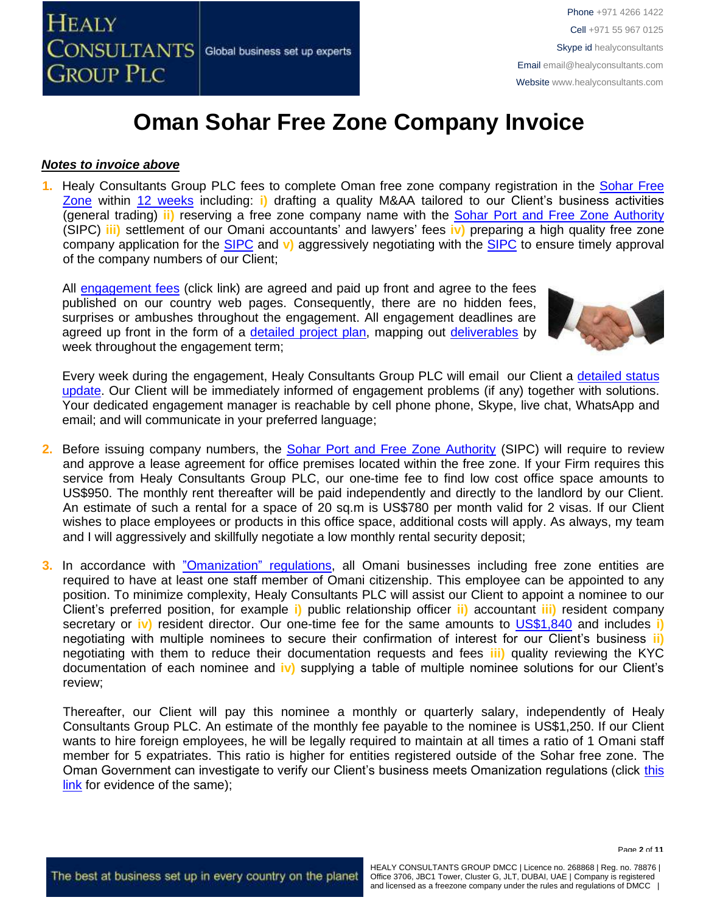# Oman Sohar Free Zone Company Invoice

***Notes to invoice above***

1. Healy Consultants Group PLC fees to complete Oman free zone company registration in the Sohar Free Zone within 12 weeks including: **i)** drafting a quality M&AA tailored to our Client's business activities (general trading) **ii)** reserving a free zone company name with the Sohar Port and Free Zone Authority (SIPC) **iii)** settlement of our Omani accountants' and lawyers' fees **iv)** preparing a high quality free zone company application for the SIPC and **v)** aggressively negotiating with the SIPC to ensure timely approval of the company numbers of our Client;

   All engagement fees (click link) are agreed and paid up front and agree to the fees published on our country web pages. Consequently, there are no hidden fees, surprises or ambushes throughout the engagement. All engagement deadlines are agreed up front in the form of a detailed project plan, mapping out deliverables by week throughout the engagement term;

   Every week during the engagement, Healy Consultants Group PLC will email our Client a detailed status update. Our Client will be immediately informed of engagement problems (if any) together with solutions. Your dedicated engagement manager is reachable by cell phone phone, Skype, live chat, WhatsApp and email; and will communicate in your preferred language;

2. Before issuing company numbers, the Sohar Port and Free Zone Authority (SIPC) will require to review and approve a lease agreement for office premises located within the free zone. If your Firm requires this service from Healy Consultants Group PLC, our one-time fee to find low cost office space amounts to US$950. The monthly rent thereafter will be paid independently and directly to the landlord by our Client. An estimate of such a rental for a space of 20 sq.m is US$780 per month valid for 2 visas. If our Client wishes to place employees or products in this office space, additional costs will apply. As always, my team and I will aggressively and skillfully negotiate a low monthly rental security deposit;

3. In accordance with "Omanization" regulations, all Omani businesses including free zone entities are required to have at least one staff member of Omani citizenship. This employee can be appointed to any position. To minimize complexity, Healy Consultants PLC will assist our Client to appoint a nominee to our Client's preferred position, for example **i)** public relationship officer **ii)** accountant **iii)** resident company secretary or **iv)** resident director. Our one-time fee for the same amounts to US$1,840 and includes **i)** negotiating with multiple nominees to secure their confirmation of interest for our Client's business **ii)** negotiating with them to reduce their documentation requests and fees **iii)** quality reviewing the KYC documentation of each nominee and **iv)** supplying a table of multiple nominee solutions for our Client's review;

   Thereafter, our Client will pay this nominee a monthly or quarterly salary, independently of Healy Consultants Group PLC. An estimate of the monthly fee payable to the nominee is US$1,250. If our Client wants to hire foreign employees, he will be legally required to maintain at all times a ratio of 1 Omani staff member for 5 expatriates. This ratio is higher for entities registered outside of the Sohar free zone. The Oman Government can investigate to verify our Client's business meets Omanization regulations (click this link for evidence of the same);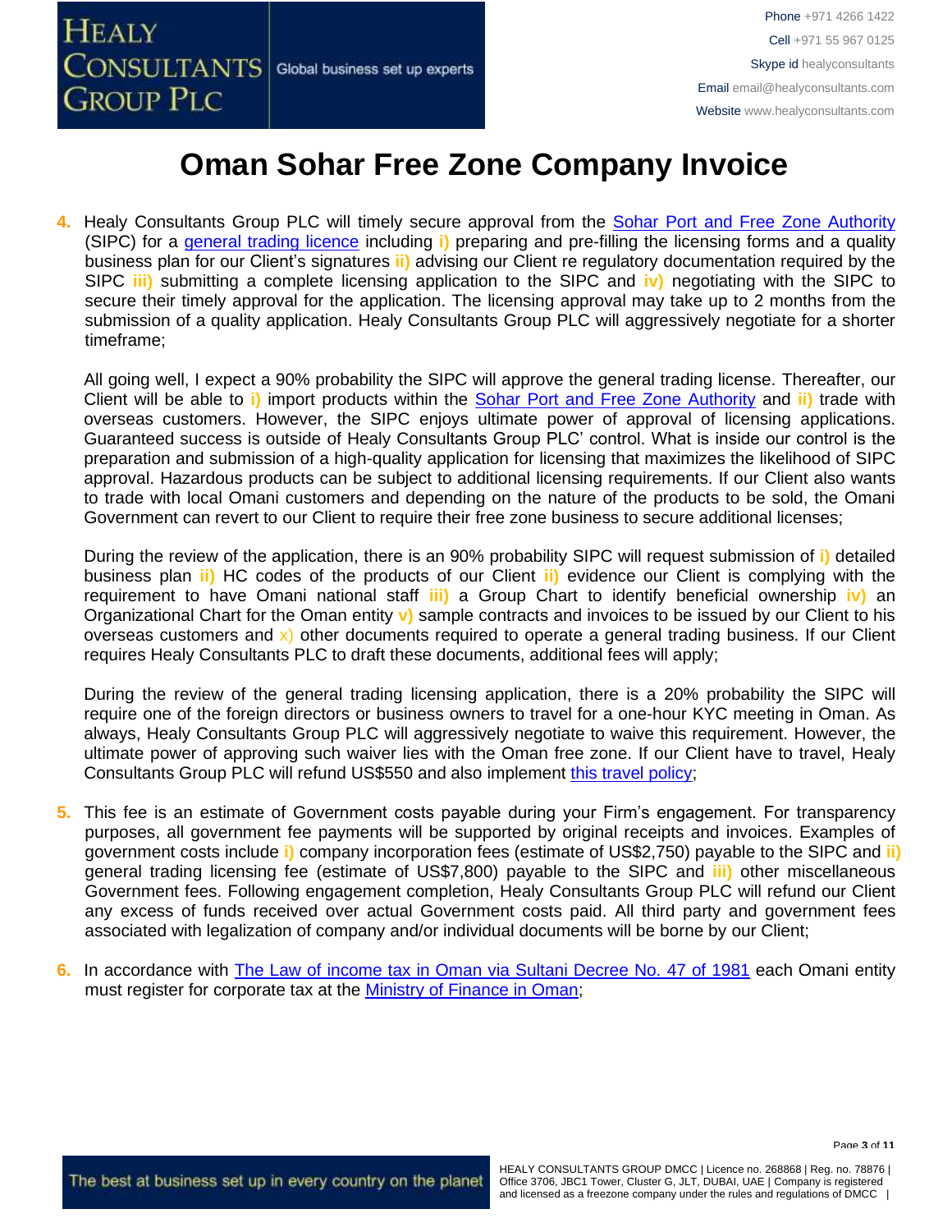# Oman Sohar Free Zone Company Invoice

4. Healy Consultants Group PLC will timely secure approval from the [Sohar Port and Free Zone Authority](#) (SIPC) for a [general trading licence](#) including **i)** preparing and pre-filling the licensing forms and a quality business plan for our Client's signatures **ii)** advising our Client re regulatory documentation required by the SIPC **iii)** submitting a complete licensing application to the SIPC and **iv)** negotiating with the SIPC to secure their timely approval for the application. The licensing approval may take up to 2 months from the submission of a quality application. Healy Consultants Group PLC will aggressively negotiate for a shorter timeframe;

   All going well, I expect a 90% probability the SIPC will approve the general trading license. Thereafter, our Client will be able to **i)** import products within the [Sohar Port and Free Zone Authority](#) and **ii)** trade with overseas customers. However, the SIPC enjoys ultimate power of approval of licensing applications. Guaranteed success is outside of Healy Consultants Group PLC' control. What is inside our control is the preparation and submission of a high-quality application for licensing that maximizes the likelihood of SIPC approval. Hazardous products can be subject to additional licensing requirements. If our Client also wants to trade with local Omani customers and depending on the nature of the products to be sold, the Omani Government can revert to our Client to require their free zone business to secure additional licenses;

   During the review of the application, there is an 90% probability SIPC will request submission of **i)** detailed business plan **ii)** HC codes of the products of our Client **ii)** evidence our Client is complying with the requirement to have Omani national staff **iii)** a Group Chart to identify beneficial ownership **iv)** an Organizational Chart for the Oman entity **v)** sample contracts and invoices to be issued by our Client to his overseas customers and x) other documents required to operate a general trading business. If our Client requires Healy Consultants PLC to draft these documents, additional fees will apply;

   During the review of the general trading licensing application, there is a 20% probability the SIPC will require one of the foreign directors or business owners to travel for a one-hour KYC meeting in Oman. As always, Healy Consultants Group PLC will aggressively negotiate to waive this requirement. However, the ultimate power of approving such waiver lies with the Oman free zone. If our Client have to travel, Healy Consultants Group PLC will refund US$550 and also implement [this travel policy](#);

5. This fee is an estimate of Government costs payable during your Firm's engagement. For transparency purposes, all government fee payments will be supported by original receipts and invoices. Examples of government costs include **i)** company incorporation fees (estimate of US$2,750) payable to the SIPC and **ii)** general trading licensing fee (estimate of US$7,800) payable to the SIPC and **iii)** other miscellaneous Government fees. Following engagement completion, Healy Consultants Group PLC will refund our Client any excess of funds received over actual Government costs paid. All third party and government fees associated with legalization of company and/or individual documents will be borne by our Client;

6. In accordance with [The Law of income tax in Oman via Sultani Decree No. 47 of 1981](#) each Omani entity must register for corporate tax at the [Ministry of Finance in Oman](#);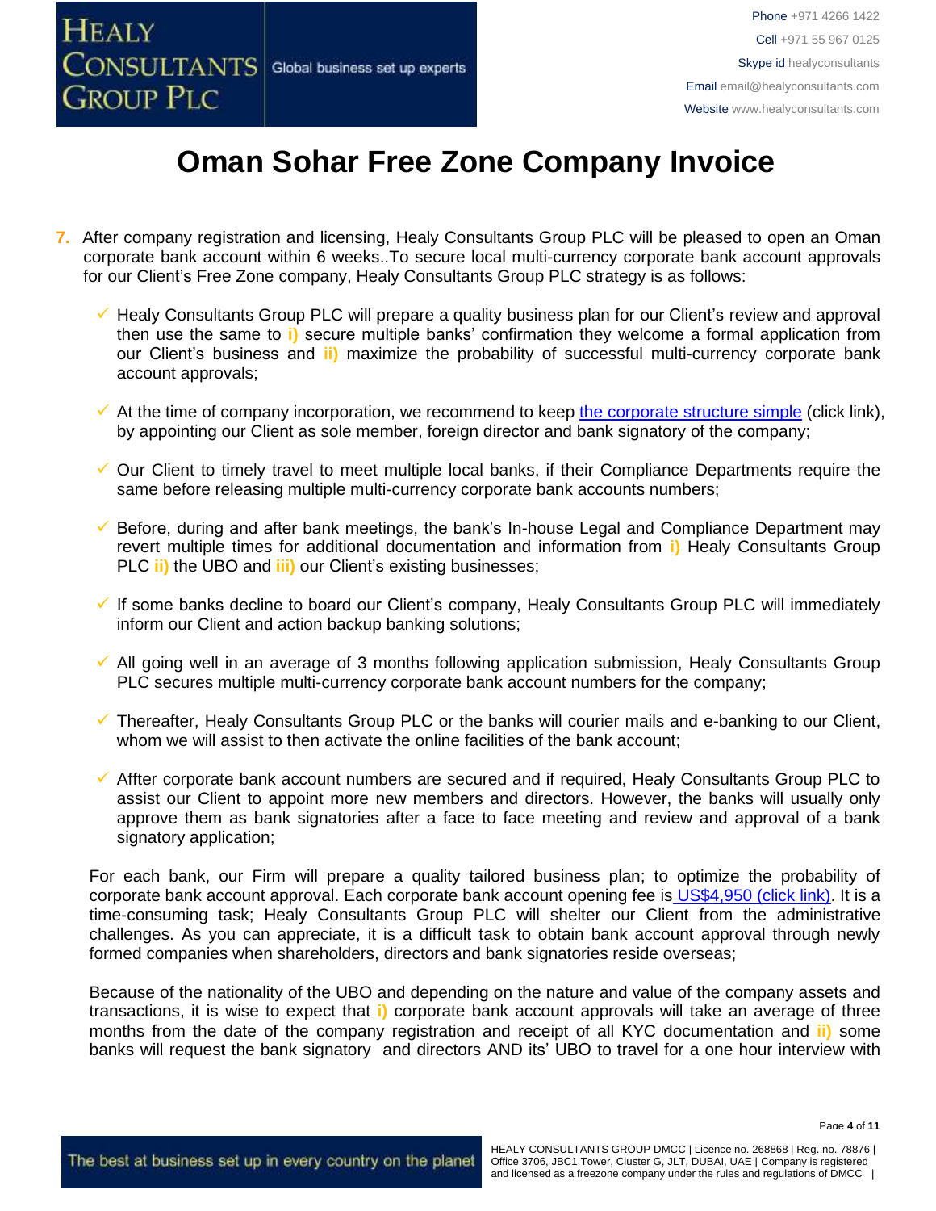# Oman Sohar Free Zone Company Invoice

7. After company registration and licensing, Healy Consultants Group PLC will be pleased to open an Oman corporate bank account within 6 weeks..To secure local multi-currency corporate bank account approvals for our Client's Free Zone company, Healy Consultants Group PLC strategy is as follows:

   - ✓ Healy Consultants Group PLC will prepare a quality business plan for our Client's review and approval then use the same to **i)** secure multiple banks' confirmation they welcome a formal application from our Client's business and **ii)** maximize the probability of successful multi-currency corporate bank account approvals;

   - ✓ At the time of company incorporation, we recommend to keep [the corporate structure simple](the corporate structure simple) (click link), by appointing our Client as sole member, foreign director and bank signatory of the company;

   - ✓ Our Client to timely travel to meet multiple local banks, if their Compliance Departments require the same before releasing multiple multi-currency corporate bank accounts numbers;

   - ✓ Before, during and after bank meetings, the bank's In-house Legal and Compliance Department may revert multiple times for additional documentation and information from **i)** Healy Consultants Group PLC **ii)** the UBO and **iii)** our Client's existing businesses;

   - ✓ If some banks decline to board our Client's company, Healy Consultants Group PLC will immediately inform our Client and action backup banking solutions;

   - ✓ All going well in an average of 3 months following application submission, Healy Consultants Group PLC secures multiple multi-currency corporate bank account numbers for the company;

   - ✓ Thereafter, Healy Consultants Group PLC or the banks will courier mails and e-banking to our Client, whom we will assist to then activate the online facilities of the bank account;

   - ✓ Affter corporate bank account numbers are secured and if required, Healy Consultants Group PLC to assist our Client to appoint more new members and directors. However, the banks will usually only approve them as bank signatories after a face to face meeting and review and approval of a bank signatory application;

   For each bank, our Firm will prepare a quality tailored business plan; to optimize the probability of corporate bank account approval. Each corporate bank account opening fee is [US$4,950 (click link)](US$4,950 (click link)). It is a time-consuming task; Healy Consultants Group PLC will shelter our Client from the administrative challenges. As you can appreciate, it is a difficult task to obtain bank account approval through newly formed companies when shareholders, directors and bank signatories reside overseas;

   Because of the nationality of the UBO and depending on the nature and value of the company assets and transactions, it is wise to expect that **i)** corporate bank account approvals will take an average of three months from the date of the company registration and receipt of all KYC documentation and **ii)** some banks will request the bank signatory and directors AND its' UBO to travel for a one hour interview with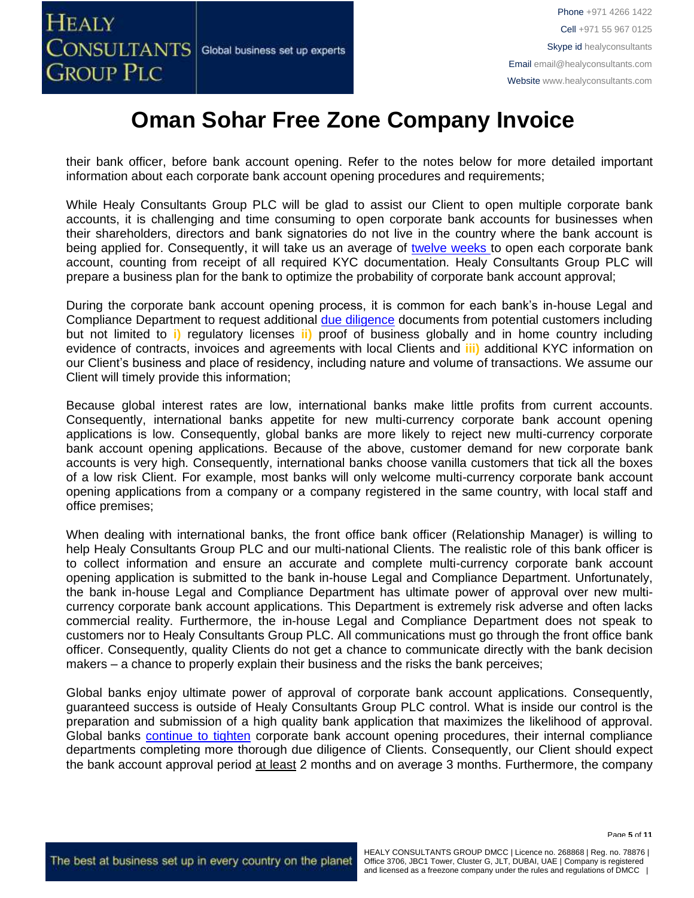# Oman Sohar Free Zone Company Invoice

their bank officer, before bank account opening. Refer to the notes below for more detailed important information about each corporate bank account opening procedures and requirements;

While Healy Consultants Group PLC will be glad to assist our Client to open multiple corporate bank accounts, it is challenging and time consuming to open corporate bank accounts for businesses when their shareholders, directors and bank signatories do not live in the country where the bank account is being applied for. Consequently, it will take us an average of twelve weeks to open each corporate bank account, counting from receipt of all required KYC documentation. Healy Consultants Group PLC will prepare a business plan for the bank to optimize the probability of corporate bank account approval;

During the corporate bank account opening process, it is common for each bank's in-house Legal and Compliance Department to request additional due diligence documents from potential customers including but not limited to **i)** regulatory licenses **ii)** proof of business globally and in home country including evidence of contracts, invoices and agreements with local Clients and **iii)** additional KYC information on our Client's business and place of residency, including nature and volume of transactions. We assume our Client will timely provide this information;

Because global interest rates are low, international banks make little profits from current accounts. Consequently, international banks appetite for new multi-currency corporate bank account opening applications is low. Consequently, global banks are more likely to reject new multi-currency corporate bank account opening applications. Because of the above, customer demand for new corporate bank accounts is very high. Consequently, international banks choose vanilla customers that tick all the boxes of a low risk Client. For example, most banks will only welcome multi-currency corporate bank account opening applications from a company or a company registered in the same country, with local staff and office premises;

When dealing with international banks, the front office bank officer (Relationship Manager) is willing to help Healy Consultants Group PLC and our multi-national Clients. The realistic role of this bank officer is to collect information and ensure an accurate and complete multi-currency corporate bank account opening application is submitted to the bank in-house Legal and Compliance Department. Unfortunately, the bank in-house Legal and Compliance Department has ultimate power of approval over new multi-currency corporate bank account applications. This Department is extremely risk adverse and often lacks commercial reality. Furthermore, the in-house Legal and Compliance Department does not speak to customers nor to Healy Consultants Group PLC. All communications must go through the front office bank officer. Consequently, quality Clients do not get a chance to communicate directly with the bank decision makers – a chance to properly explain their business and the risks the bank perceives;

Global banks enjoy ultimate power of approval of corporate bank account applications. Consequently, guaranteed success is outside of Healy Consultants Group PLC control. What is inside our control is the preparation and submission of a high quality bank application that maximizes the likelihood of approval. Global banks continue to tighten corporate bank account opening procedures, their internal compliance departments completing more thorough due diligence of Clients. Consequently, our Client should expect the bank account approval period at least 2 months and on average 3 months. Furthermore, the company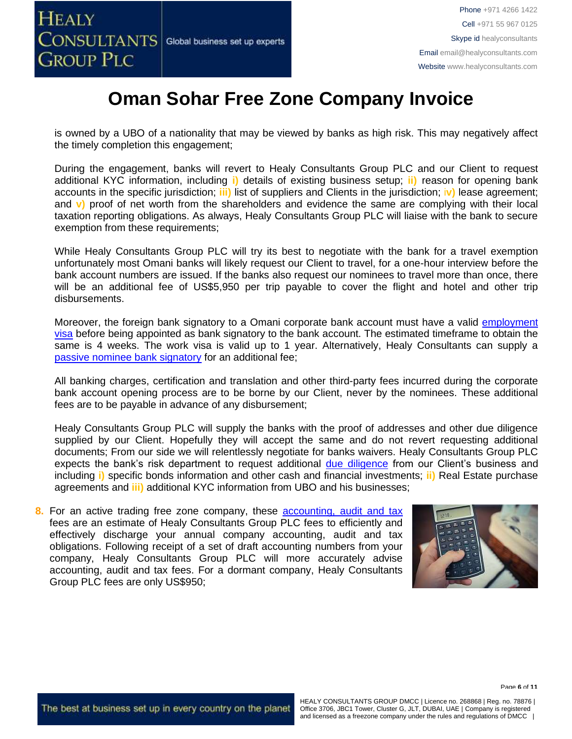# Oman Sohar Free Zone Company Invoice

is owned by a UBO of a nationality that may be viewed by banks as high risk. This may negatively affect the timely completion this engagement;

During the engagement, banks will revert to Healy Consultants Group PLC and our Client to request additional KYC information, including **i)** details of existing business setup; **ii)** reason for opening bank accounts in the specific jurisdiction; **iii)** list of suppliers and Clients in the jurisdiction; **iv)** lease agreement; and **v)** proof of net worth from the shareholders and evidence the same are complying with their local taxation reporting obligations. As always, Healy Consultants Group PLC will liaise with the bank to secure exemption from these requirements;

While Healy Consultants Group PLC will try its best to negotiate with the bank for a travel exemption unfortunately most Omani banks will likely request our Client to travel, for a one-hour interview before the bank account numbers are issued. If the banks also request our nominees to travel more than once, there will be an additional fee of US$5,950 per trip payable to cover the flight and hotel and other trip disbursements.

Moreover, the foreign bank signatory to a Omani corporate bank account must have a valid employment visa before being appointed as bank signatory to the bank account. The estimated timeframe to obtain the same is 4 weeks. The work visa is valid up to 1 year. Alternatively, Healy Consultants can supply a passive nominee bank signatory for an additional fee;

All banking charges, certification and translation and other third-party fees incurred during the corporate bank account opening process are to be borne by our Client, never by the nominees. These additional fees are to be payable in advance of any disbursement;

Healy Consultants Group PLC will supply the banks with the proof of addresses and other due diligence supplied by our Client. Hopefully they will accept the same and do not revert requesting additional documents; From our side we will relentlessly negotiate for banks waivers. Healy Consultants Group PLC expects the bank's risk department to request additional due diligence from our Client's business and including **i)** specific bonds information and other cash and financial investments; **ii)** Real Estate purchase agreements and **iii)** additional KYC information from UBO and his businesses;

8. For an active trading free zone company, these accounting, audit and tax fees are an estimate of Healy Consultants Group PLC fees to efficiently and effectively discharge your annual company accounting, audit and tax obligations. Following receipt of a set of draft accounting numbers from your company, Healy Consultants Group PLC will more accurately advise accounting, audit and tax fees. For a dormant company, Healy Consultants Group PLC fees are only US$950;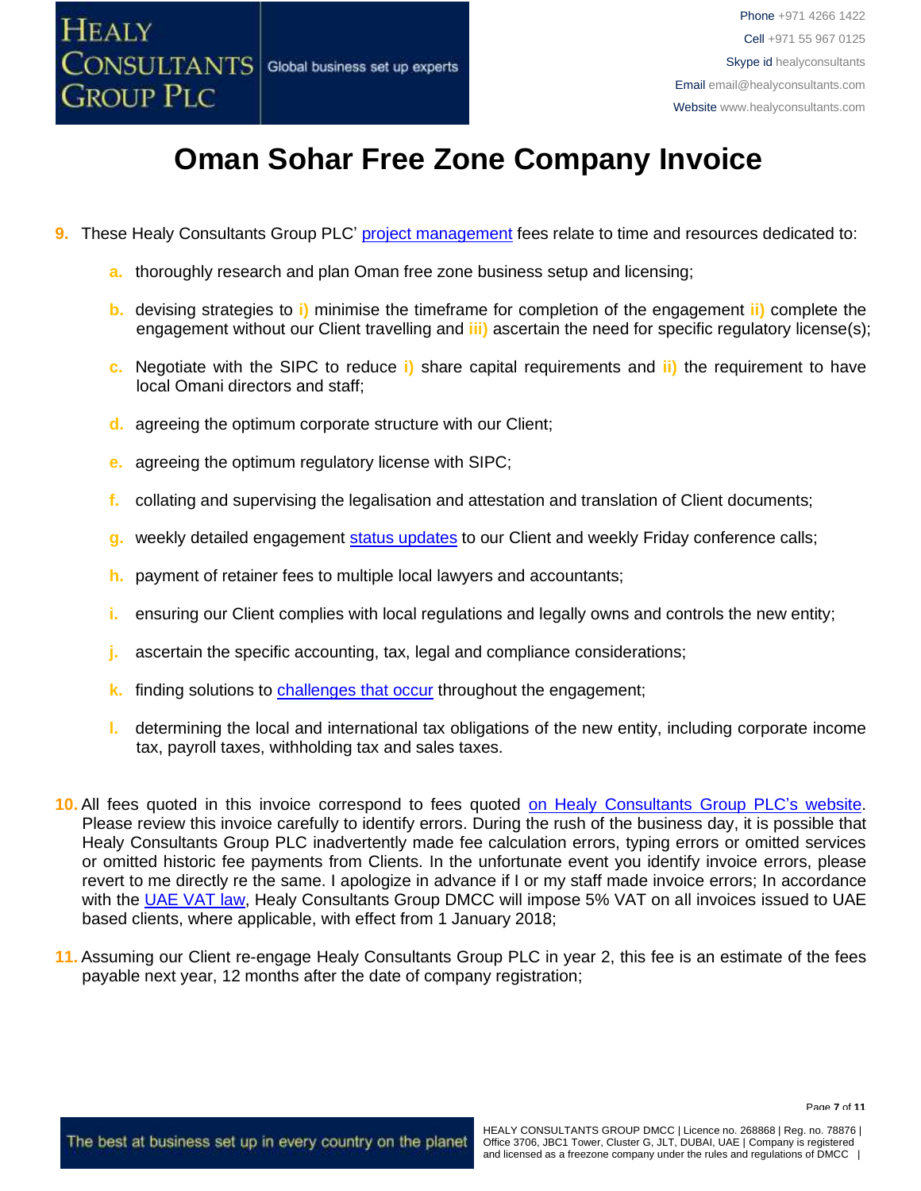# Oman Sohar Free Zone Company Invoice

9. These Healy Consultants Group PLC' project management fees relate to time and resources dedicated to:

   a. thoroughly research and plan Oman free zone business setup and licensing;

   b. devising strategies to i) minimise the timeframe for completion of the engagement ii) complete the engagement without our Client travelling and iii) ascertain the need for specific regulatory license(s);

   c. Negotiate with the SIPC to reduce i) share capital requirements and ii) the requirement to have local Omani directors and staff;

   d. agreeing the optimum corporate structure with our Client;

   e. agreeing the optimum regulatory license with SIPC;

   f. collating and supervising the legalisation and attestation and translation of Client documents;

   g. weekly detailed engagement status updates to our Client and weekly Friday conference calls;

   h. payment of retainer fees to multiple local lawyers and accountants;

   i. ensuring our Client complies with local regulations and legally owns and controls the new entity;

   j. ascertain the specific accounting, tax, legal and compliance considerations;

   k. finding solutions to challenges that occur throughout the engagement;

   l. determining the local and international tax obligations of the new entity, including corporate income tax, payroll taxes, withholding tax and sales taxes.

10. All fees quoted in this invoice correspond to fees quoted on Healy Consultants Group PLC's website. Please review this invoice carefully to identify errors. During the rush of the business day, it is possible that Healy Consultants Group PLC inadvertently made fee calculation errors, typing errors or omitted services or omitted historic fee payments from Clients. In the unfortunate event you identify invoice errors, please revert to me directly re the same. I apologize in advance if I or my staff made invoice errors; In accordance with the UAE VAT law, Healy Consultants Group DMCC will impose 5% VAT on all invoices issued to UAE based clients, where applicable, with effect from 1 January 2018;

11. Assuming our Client re-engage Healy Consultants Group PLC in year 2, this fee is an estimate of the fees payable next year, 12 months after the date of company registration;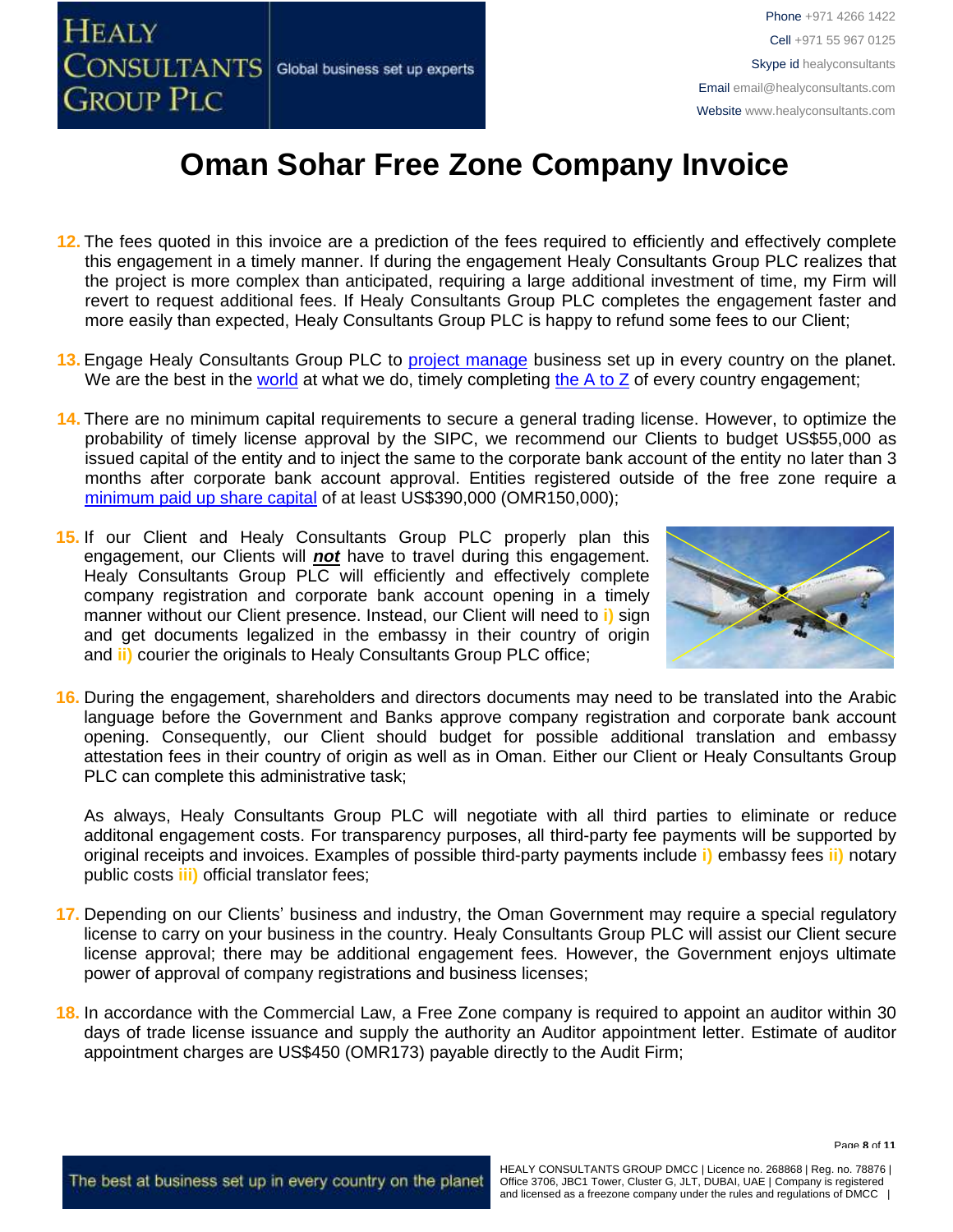# Oman Sohar Free Zone Company Invoice

12. The fees quoted in this invoice are a prediction of the fees required to efficiently and effectively complete this engagement in a timely manner. If during the engagement Healy Consultants Group PLC realizes that the project is more complex than anticipated, requiring a large additional investment of time, my Firm will revert to request additional fees. If Healy Consultants Group PLC completes the engagement faster and more easily than expected, Healy Consultants Group PLC is happy to refund some fees to our Client;

13. Engage Healy Consultants Group PLC to project manage business set up in every country on the planet. We are the best in the world at what we do, timely completing the A to Z of every country engagement;

14. There are no minimum capital requirements to secure a general trading license. However, to optimize the probability of timely license approval by the SIPC, we recommend our Clients to budget US$55,000 as issued capital of the entity and to inject the same to the corporate bank account of the entity no later than 3 months after corporate bank account approval. Entities registered outside of the free zone require a minimum paid up share capital of at least US$390,000 (OMR150,000);

15. If our Client and Healy Consultants Group PLC properly plan this engagement, our Clients will ***not*** have to travel during this engagement. Healy Consultants Group PLC will efficiently and effectively complete company registration and corporate bank account opening in a timely manner without our Client presence. Instead, our Client will need to **i)** sign and get documents legalized in the embassy in their country of origin and **ii)** courier the originals to Healy Consultants Group PLC office;

16. During the engagement, shareholders and directors documents may need to be translated into the Arabic language before the Government and Banks approve company registration and corporate bank account opening. Consequently, our Client should budget for possible additional translation and embassy attestation fees in their country of origin as well as in Oman. Either our Client or Healy Consultants Group PLC can complete this administrative task;

    As always, Healy Consultants Group PLC will negotiate with all third parties to eliminate or reduce additonal engagement costs. For transparency purposes, all third-party fee payments will be supported by original receipts and invoices. Examples of possible third-party payments include **i)** embassy fees **ii)** notary public costs **iii)** official translator fees;

17. Depending on our Clients' business and industry, the Oman Government may require a special regulatory license to carry on your business in the country. Healy Consultants Group PLC will assist our Client secure license approval; there may be additional engagement fees. However, the Government enjoys ultimate power of approval of company registrations and business licenses;

18. In accordance with the Commercial Law, a Free Zone company is required to appoint an auditor within 30 days of trade license issuance and supply the authority an Auditor appointment letter. Estimate of auditor appointment charges are US$450 (OMR173) payable directly to the Audit Firm;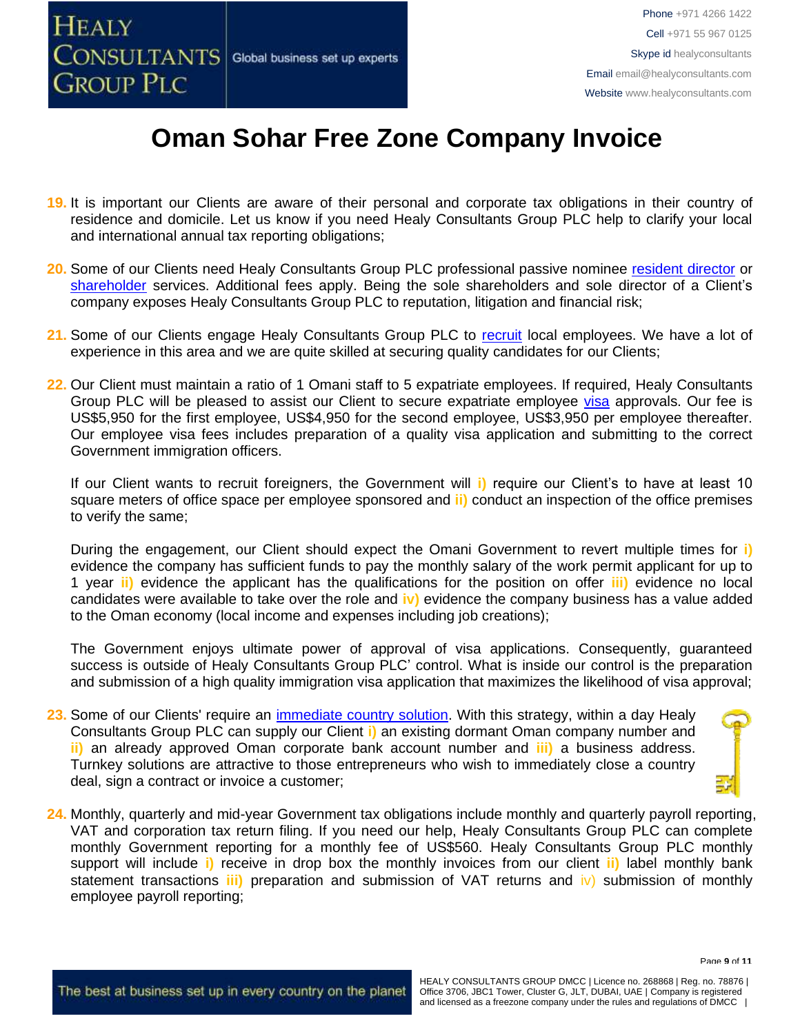# Oman Sohar Free Zone Company Invoice

19. It is important our Clients are aware of their personal and corporate tax obligations in their country of residence and domicile. Let us know if you need Healy Consultants Group PLC help to clarify your local and international annual tax reporting obligations;

20. Some of our Clients need Healy Consultants Group PLC professional passive nominee resident director or shareholder services. Additional fees apply. Being the sole shareholders and sole director of a Client's company exposes Healy Consultants Group PLC to reputation, litigation and financial risk;

21. Some of our Clients engage Healy Consultants Group PLC to recruit local employees. We have a lot of experience in this area and we are quite skilled at securing quality candidates for our Clients;

22. Our Client must maintain a ratio of 1 Omani staff to 5 expatriate employees. If required, Healy Consultants Group PLC will be pleased to assist our Client to secure expatriate employee visa approvals. Our fee is US$5,950 for the first employee, US$4,950 for the second employee, US$3,950 per employee thereafter. Our employee visa fees includes preparation of a quality visa application and submitting to the correct Government immigration officers.

    If our Client wants to recruit foreigners, the Government will **i)** require our Client's to have at least 10 square meters of office space per employee sponsored and **ii)** conduct an inspection of the office premises to verify the same;

    During the engagement, our Client should expect the Omani Government to revert multiple times for **i)** evidence the company has sufficient funds to pay the monthly salary of the work permit applicant for up to 1 year **ii)** evidence the applicant has the qualifications for the position on offer **iii)** evidence no local candidates were available to take over the role and **iv)** evidence the company business has a value added to the Oman economy (local income and expenses including job creations);

    The Government enjoys ultimate power of approval of visa applications. Consequently, guaranteed success is outside of Healy Consultants Group PLC' control. What is inside our control is the preparation and submission of a high quality immigration visa application that maximizes the likelihood of visa approval;

23. Some of our Clients' require an immediate country solution. With this strategy, within a day Healy Consultants Group PLC can supply our Client **i)** an existing dormant Oman company number and **ii)** an already approved Oman corporate bank account number and **iii)** a business address. Turnkey solutions are attractive to those entrepreneurs who wish to immediately close a country deal, sign a contract or invoice a customer;

24. Monthly, quarterly and mid-year Government tax obligations include monthly and quarterly payroll reporting, VAT and corporation tax return filing. If you need our help, Healy Consultants Group PLC can complete monthly Government reporting for a monthly fee of US$560. Healy Consultants Group PLC monthly support will include **i)** receive in drop box the monthly invoices from our client **ii)** label monthly bank statement transactions **iii)** preparation and submission of VAT returns and iv) submission of monthly employee payroll reporting;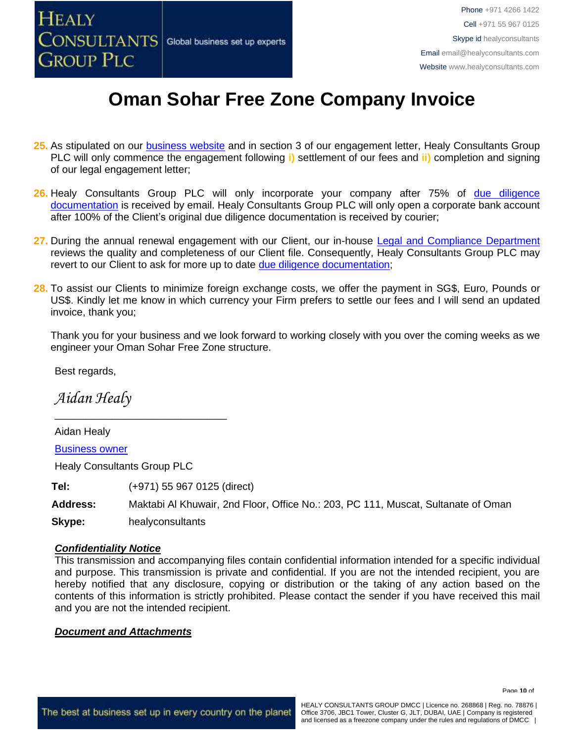# Oman Sohar Free Zone Company Invoice

25. As stipulated on our [business website](#) and in section 3 of our engagement letter, Healy Consultants Group PLC will only commence the engagement following **i)** settlement of our fees and **ii)** completion and signing of our legal engagement letter;

26. Healy Consultants Group PLC will only incorporate your company after 75% of [due diligence documentation](#) is received by email. Healy Consultants Group PLC will only open a corporate bank account after 100% of the Client's original due diligence documentation is received by courier;

27. During the annual renewal engagement with our Client, our in-house [Legal and Compliance Department](#) reviews the quality and completeness of our Client file. Consequently, Healy Consultants Group PLC may revert to our Client to ask for more up to date [due diligence documentation](#);

28. To assist our Clients to minimize foreign exchange costs, we offer the payment in SG$, Euro, Pounds or US$. Kindly let me know in which currency your Firm prefers to settle our fees and I will send an updated invoice, thank you;

Thank you for your business and we look forward to working closely with you over the coming weeks as we engineer your Oman Sohar Free Zone structure.

Best regards,

*Aidan Healy*

______________________________

Aidan Healy

[Business owner](#)

Healy Consultants Group PLC

| | |
|---|---|
| **Tel:** | (+971) 55 967 0125 (direct) |
| **Address:** | Maktabi Al Khuwair, 2nd Floor, Office No.: 203, PC 111, Muscat, Sultanate of Oman |
| **Skype:** | healyconsultants |

***Confidentiality Notice***

This transmission and accompanying files contain confidential information intended for a specific individual and purpose. This transmission is private and confidential. If you are not the intended recipient, you are hereby notified that any disclosure, copying or distribution or the taking of any action based on the contents of this information is strictly prohibited. Please contact the sender if you have received this mail and you are not the intended recipient.

***Document and Attachments***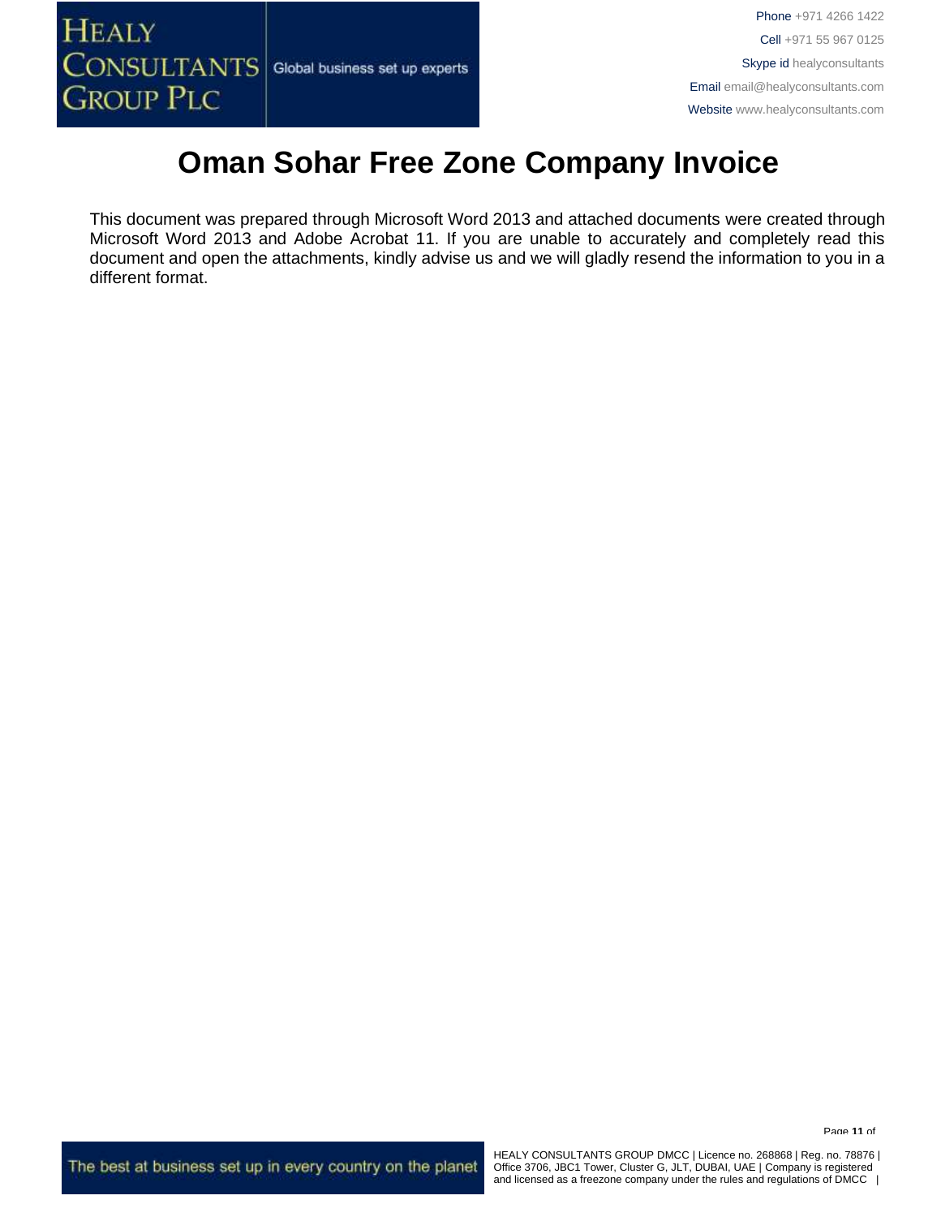# Oman Sohar Free Zone Company Invoice

This document was prepared through Microsoft Word 2013 and attached documents were created through Microsoft Word 2013 and Adobe Acrobat 11. If you are unable to accurately and completely read this document and open the attachments, kindly advise us and we will gladly resend the information to you in a different format.